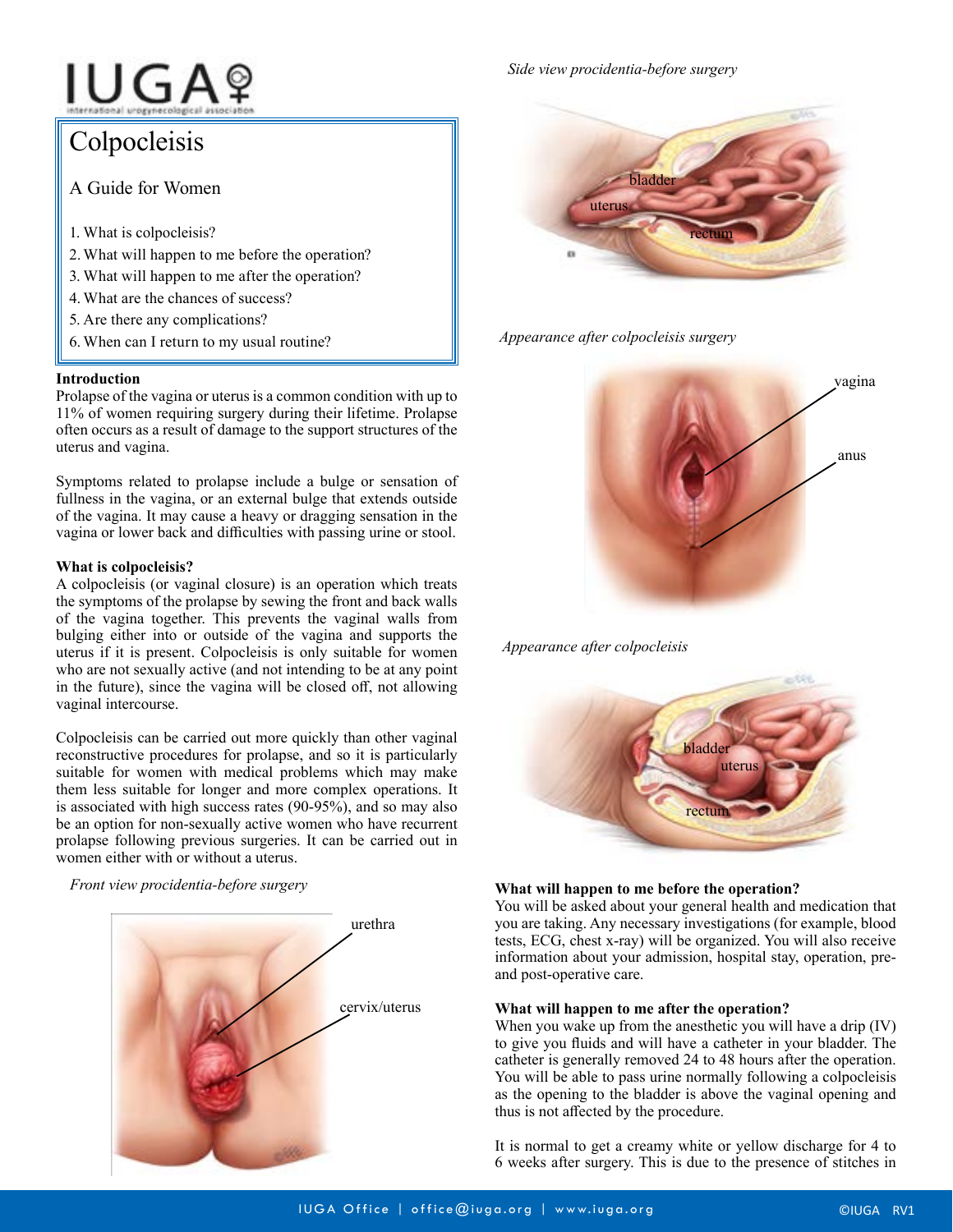IUGA

international urogynecological association

# Colpocleisis

## A Guide for Women

1. What is colpocleisis?
2. What will happen to me before the operation?
3. What will happen to me after the operation?
4. What are the chances of success?
5. Are there any complications?
6. When can I return to my usual routine?

**Introduction**

Prolapse of the vagina or uterus is a common condition with up to 11% of women requiring surgery during their lifetime. Prolapse often occurs as a result of damage to the support structures of the uterus and vagina.

Symptoms related to prolapse include a bulge or sensation of fullness in the vagina, or an external bulge that extends outside of the vagina. It may cause a heavy or dragging sensation in the vagina or lower back and difficulties with passing urine or stool.

**What is colpocleisis?**

A colpocleisis (or vaginal closure) is an operation which treats the symptoms of the prolapse by sewing the front and back walls of the vagina together. This prevents the vaginal walls from bulging either into or outside of the vagina and supports the uterus if it is present. Colpocleisis is only suitable for women who are not sexually active (and not intending to be at any point in the future), since the vagina will be closed off, not allowing vaginal intercourse.

Colpocleisis can be carried out more quickly than other vaginal reconstructive procedures for prolapse, and so it is particularly suitable for women with medical problems which may make them less suitable for longer and more complex operations. It is associated with high success rates (90-95%), and so may also be an option for non-sexually active women who have recurrent prolapse following previous surgeries. It can be carried out in women either with or without a uterus.

*Front view procidentia-before surgery*

urethra

cervix/uterus

*Side view procidentia-before surgery*

bladder

uterus

rectum

*Appearance after colpocleisis surgery*

vagina

anus

*Appearance after colpocleisis*

bladder

uterus

rectum

**What will happen to me before the operation?**

You will be asked about your general health and medication that you are taking. Any necessary investigations (for example, blood tests, ECG, chest x-ray) will be organized. You will also receive information about your admission, hospital stay, operation, pre- and post-operative care.

**What will happen to me after the operation?**

When you wake up from the anesthetic you will have a drip (IV) to give you fluids and will have a catheter in your bladder. The catheter is generally removed 24 to 48 hours after the operation. You will be able to pass urine normally following a colpocleisis as the opening to the bladder is above the vaginal opening and thus is not affected by the procedure.

It is normal to get a creamy white or yellow discharge for 4 to 6 weeks after surgery. This is due to the presence of stitches in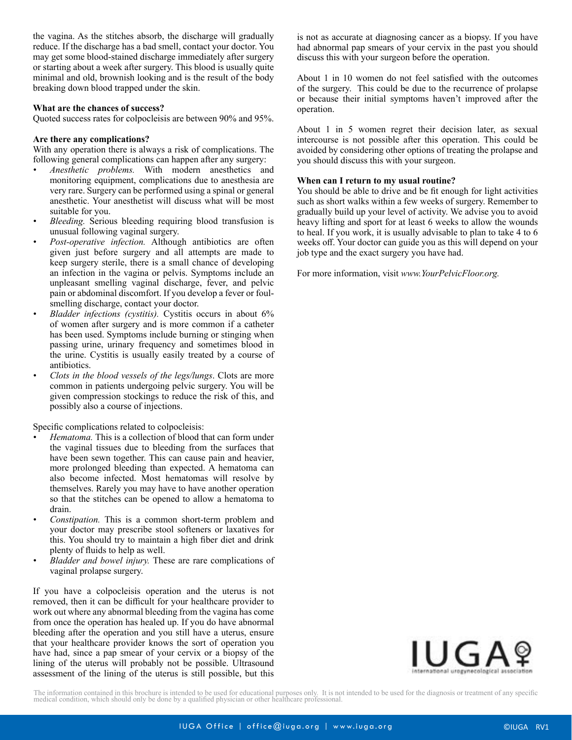the vagina. As the stitches absorb, the discharge will gradually reduce. If the discharge has a bad smell, contact your doctor. You may get some blood-stained discharge immediately after surgery or starting about a week after surgery. This blood is usually quite minimal and old, brownish looking and is the result of the body breaking down blood trapped under the skin.

**What are the chances of success?**

Quoted success rates for colpocleisis are between 90% and 95%.

**Are there any complications?**

With any operation there is always a risk of complications. The following general complications can happen after any surgery:

- *Anesthetic problems.* With modern anesthetics and monitoring equipment, complications due to anesthesia are very rare. Surgery can be performed using a spinal or general anesthetic. Your anesthetist will discuss what will be most suitable for you.
- *Bleeding.* Serious bleeding requiring blood transfusion is unusual following vaginal surgery.
- *Post-operative infection.* Although antibiotics are often given just before surgery and all attempts are made to keep surgery sterile, there is a small chance of developing an infection in the vagina or pelvis. Symptoms include an unpleasant smelling vaginal discharge, fever, and pelvic pain or abdominal discomfort. If you develop a fever or foul-smelling discharge, contact your doctor.
- *Bladder infections (cystitis).* Cystitis occurs in about 6% of women after surgery and is more common if a catheter has been used. Symptoms include burning or stinging when passing urine, urinary frequency and sometimes blood in the urine. Cystitis is usually easily treated by a course of antibiotics.
- *Clots in the blood vessels of the legs/lungs*. Clots are more common in patients undergoing pelvic surgery. You will be given compression stockings to reduce the risk of this, and possibly also a course of injections.

Specific complications related to colpocleisis:

- *Hematoma.* This is a collection of blood that can form under the vaginal tissues due to bleeding from the surfaces that have been sewn together. This can cause pain and heavier, more prolonged bleeding than expected. A hematoma can also become infected. Most hematomas will resolve by themselves. Rarely you may have to have another operation so that the stitches can be opened to allow a hematoma to drain.
- *Constipation.* This is a common short-term problem and your doctor may prescribe stool softeners or laxatives for this. You should try to maintain a high fiber diet and drink plenty of fluids to help as well.
- *Bladder and bowel injury.* These are rare complications of vaginal prolapse surgery.

If you have a colpocleisis operation and the uterus is not removed, then it can be difficult for your healthcare provider to work out where any abnormal bleeding from the vagina has come from once the operation has healed up. If you do have abnormal bleeding after the operation and you still have a uterus, ensure that your healthcare provider knows the sort of operation you have had, since a pap smear of your cervix or a biopsy of the lining of the uterus will probably not be possible. Ultrasound assessment of the lining of the uterus is still possible, but this is not as accurate at diagnosing cancer as a biopsy. If you have had abnormal pap smears of your cervix in the past you should discuss this with your surgeon before the operation.

About 1 in 10 women do not feel satisfied with the outcomes of the surgery. This could be due to the recurrence of prolapse or because their initial symptoms haven't improved after the operation.

About 1 in 5 women regret their decision later, as sexual intercourse is not possible after this operation. This could be avoided by considering other options of treating the prolapse and you should discuss this with your surgeon.

**When can I return to my usual routine?**

You should be able to drive and be fit enough for light activities such as short walks within a few weeks of surgery. Remember to gradually build up your level of activity. We advise you to avoid heavy lifting and sport for at least 6 weeks to allow the wounds to heal. If you work, it is usually advisable to plan to take 4 to 6 weeks off. Your doctor can guide you as this will depend on your job type and the exact surgery you have had.

For more information, visit *www.YourPelvicFloor.org.*

IUGA international urogynecological association

The information contained in this brochure is intended to be used for educational purposes only. It is not intended to be used for the diagnosis or treatment of any specific medical condition, which should only be done by a qualified physician or other healthcare professional.

IUGA Office | office@iuga.org | www.iuga.org

©IUGA RV1